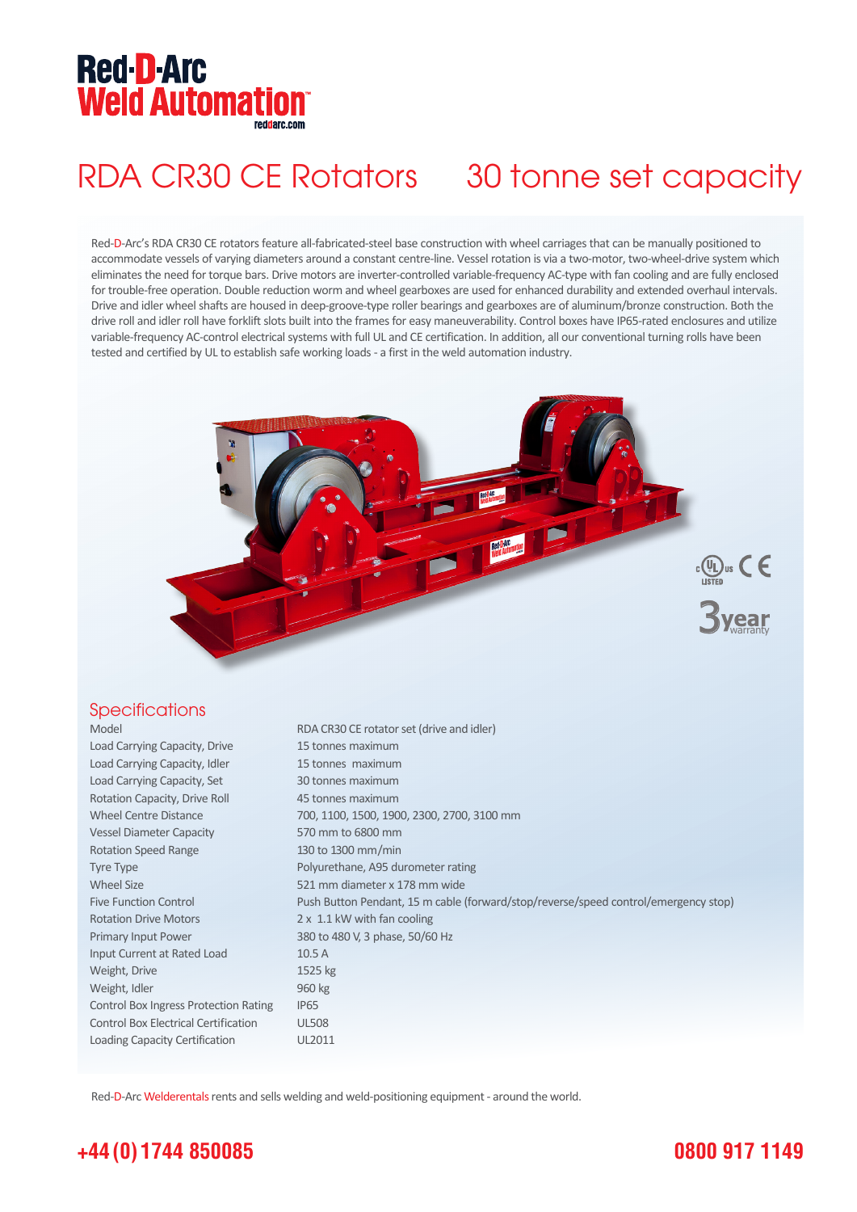# Red-D-Arc Weld Automation

reddarc.com

# RDA CR30 CE Rotators 30 tonne set capacity

Red-D-Arc's RDA CR30 CE rotators feature all-fabricated-steel base construction with wheel carriages that can be manually positioned to accommodate vessels of varying diameters around a constant centre-line. Vessel rotation is via a two-motor, two-wheel-drive system which eliminates the need for torque bars. Drive motors are inverter-controlled variable-frequency AC-type with fan cooling and are fully enclosed for trouble-free operation. Double reduction worm and wheel gearboxes are used for enhanced durability and extended overhaul intervals. Drive and idler wheel shafts are housed in deep-groove-type roller bearings and gearboxes are of aluminum/bronze construction. Both the drive roll and idler roll have forklift slots built into the frames for easy maneuverability. Control boxes have IP65-rated enclosures and utilize variable-frequency AC-control electrical systems with full UL and CE certification. In addition, all our conventional turning rolls have been tested and certified by UL to establish safe working loads - a first in the weld automation industry.

c UL us LISTED CE

3 year warranty

## Specifications

| | |
|---|---|
| Model | RDA CR30 CE rotator set (drive and idler) |
| Load Carrying Capacity, Drive | 15 tonnes maximum |
| Load Carrying Capacity, Idler | 15 tonnes maximum |
| Load Carrying Capacity, Set | 30 tonnes maximum |
| Rotation Capacity, Drive Roll | 45 tonnes maximum |
| Wheel Centre Distance | 700, 1100, 1500, 1900, 2300, 2700, 3100 mm |
| Vessel Diameter Capacity | 570 mm to 6800 mm |
| Rotation Speed Range | 130 to 1300 mm/min |
| Tyre Type | Polyurethane, A95 durometer rating |
| Wheel Size | 521 mm diameter x 178 mm wide |
| Five Function Control | Push Button Pendant, 15 m cable (forward/stop/reverse/speed control/emergency stop) |
| Rotation Drive Motors | 2 x 1.1 kW with fan cooling |
| Primary Input Power | 380 to 480 V, 3 phase, 50/60 Hz |
| Input Current at Rated Load | 10.5 A |
| Weight, Drive | 1525 kg |
| Weight, Idler | 960 kg |
| Control Box Ingress Protection Rating | IP65 |
| Control Box Electrical Certification | UL508 |
| Loading Capacity Certification | UL2011 |

Red-D-Arc Welderentals rents and sells welding and weld-positioning equipment - around the world.

**+44 (0) 1744 850085** **0800 917 1149**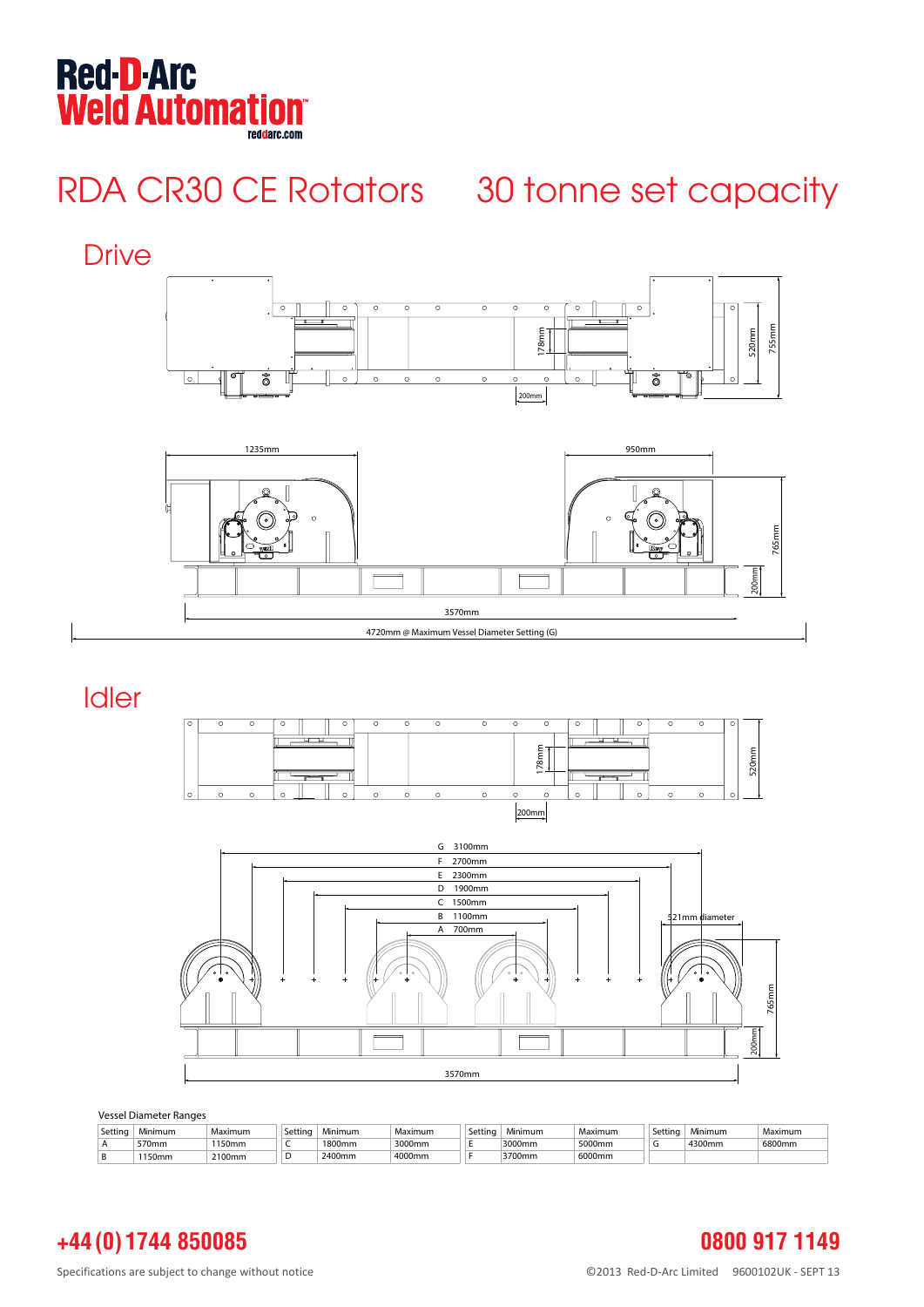Red-D-Arc
Weld Automation™
reddarc.com

# RDA CR30 CE Rotators 30 tonne set capacity

## Drive

178mm
200mm
520mm
755mm
1235mm
950mm
765mm
200mm
3570mm
4720mm @ Maximum Vessel Diameter Setting (G)

## Idler

178mm
200mm
520mm
G 3100mm
F 2700mm
E 2300mm
D 1900mm
C 1500mm
B 1100mm
A 700mm
521mm diameter
765mm
200mm
3570mm

Vessel Diameter Ranges

| Setting | Minimum | Maximum | Setting | Minimum | Maximum | Setting | Minimum | Maximum | Setting | Minimum | Maximum |
|---|---|---|---|---|---|---|---|---|---|---|---|
| A | 570mm | 1150mm | C | 1800mm | 3000mm | E | 3000mm | 5000mm | G | 4300mm | 6800mm |
| B | 1150mm | 2100mm | D | 2400mm | 4000mm | F | 3700mm | 6000mm | | | |

**+44 (0) 1744 850085** **0800 917 1149**

Specifications are subject to change without notice

©2013 Red-D-Arc Limited 9600102UK - SEPT 13